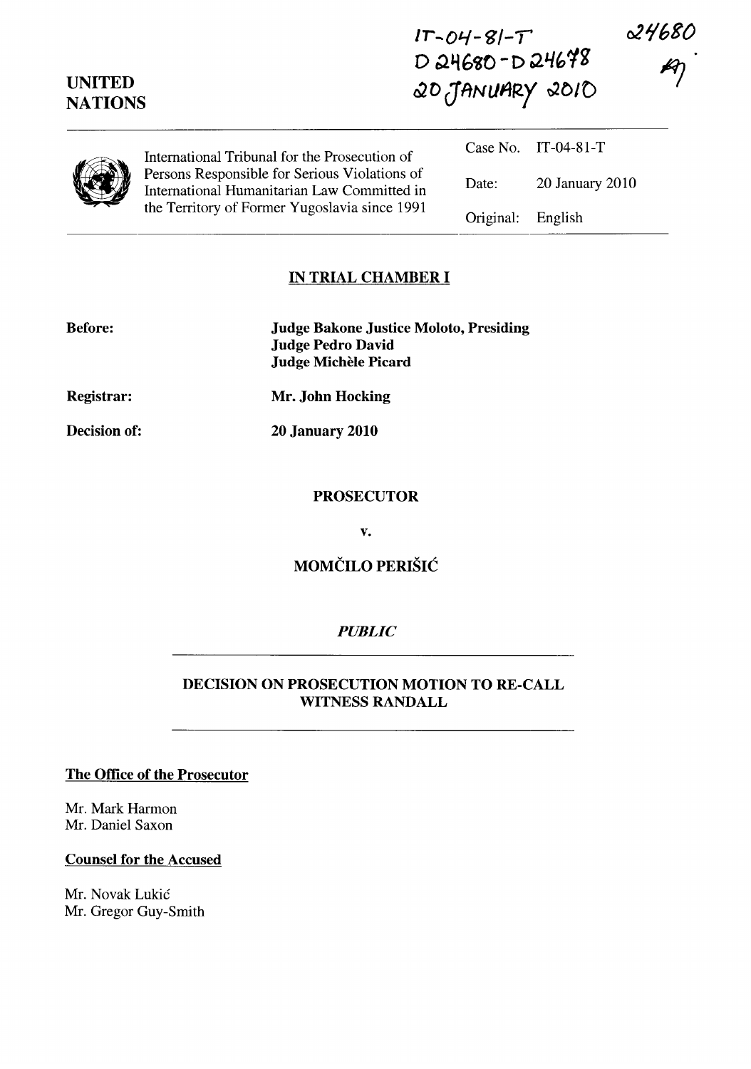IT-04-81-T
D 24680 - D 24678
20 JANUARY 2010

24680

UNITED NATIONS

International Tribunal for the Prosecution of Persons Responsible for Serious Violations of International Humanitarian Law Committed in the Territory of Former Yugoslavia since 1991

| | |
|---|---|
| Case No. | IT-04-81-T |
| Date: | 20 January 2010 |
| Original: | English |

## IN TRIAL CHAMBER I

**Before:** **Judge Bakone Justice Moloto, Presiding**
**Judge Pedro David**
**Judge Michèle Picard**

**Registrar:** **Mr. John Hocking**

**Decision of:** **20 January 2010**

**PROSECUTOR**

**v.**

**MOMČILO PERIŠIĆ**

***PUBLIC***

**DECISION ON PROSECUTION MOTION TO RE-CALL WITNESS RANDALL**

**The Office of the Prosecutor**

Mr. Mark Harmon
Mr. Daniel Saxon

**Counsel for the Accused**

Mr. Novak Lukić
Mr. Gregor Guy-Smith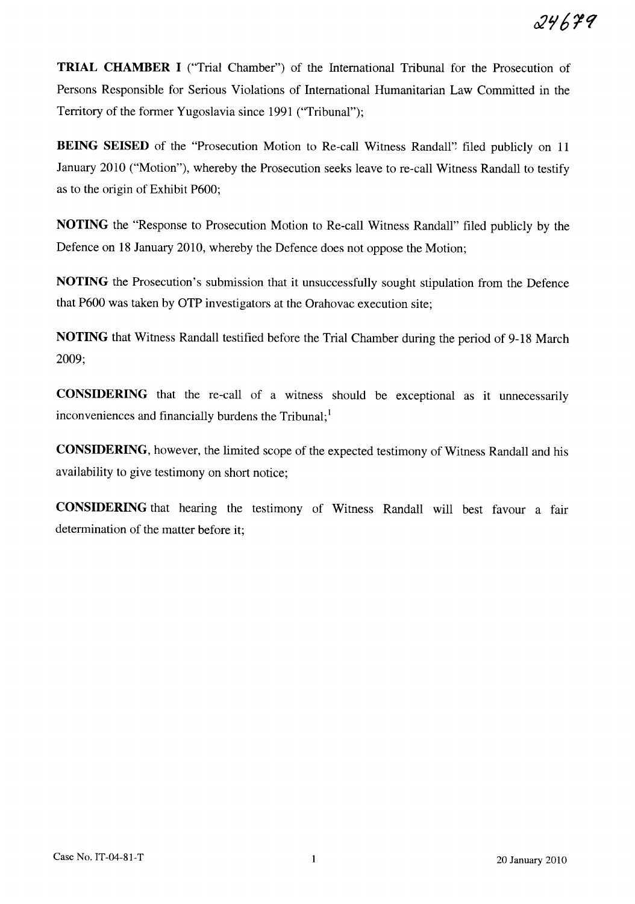**TRIAL CHAMBER I** ("Trial Chamber") of the International Tribunal for the Prosecution of Persons Responsible for Serious Violations of International Humanitarian Law Committed in the Territory of the former Yugoslavia since 1991 ("Tribunal");

**BEING SEISED** of the "Prosecution Motion to Re-call Witness Randall" filed publicly on 11 January 2010 ("Motion"), whereby the Prosecution seeks leave to re-call Witness Randall to testify as to the origin of Exhibit P600;

**NOTING** the "Response to Prosecution Motion to Re-call Witness Randall" filed publicly by the Defence on 18 January 2010, whereby the Defence does not oppose the Motion;

**NOTING** the Prosecution's submission that it unsuccessfully sought stipulation from the Defence that P600 was taken by OTP investigators at the Orahovac execution site;

**NOTING** that Witness Randall testified before the Trial Chamber during the period of 9-18 March 2009;

**CONSIDERING** that the re-call of a witness should be exceptional as it unnecessarily inconveniences and financially burdens the Tribunal;[1]

**CONSIDERING**, however, the limited scope of the expected testimony of Witness Randall and his availability to give testimony on short notice;

**CONSIDERING** that hearing the testimony of Witness Randall will best favour a fair determination of the matter before it;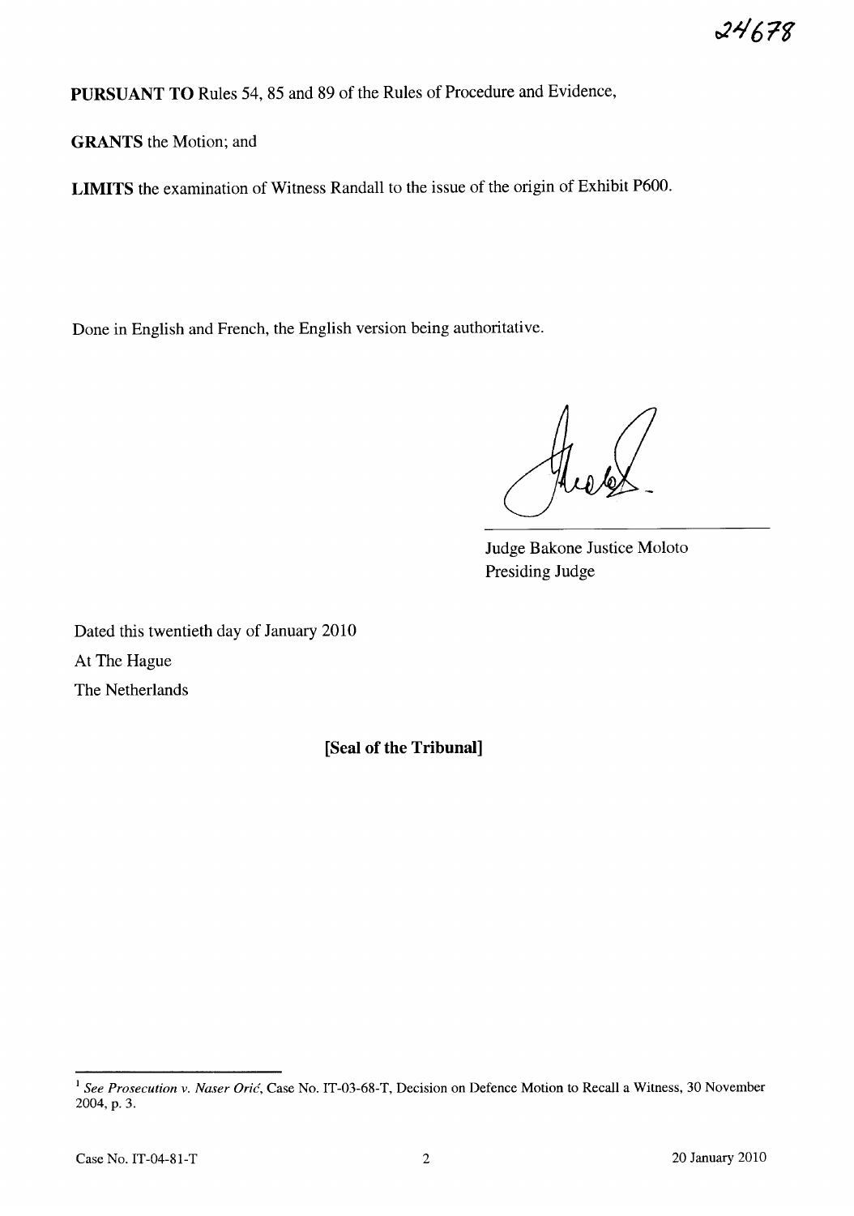**PURSUANT TO** Rules 54, 85 and 89 of the Rules of Procedure and Evidence,

**GRANTS** the Motion; and

**LIMITS** the examination of Witness Randall to the issue of the origin of Exhibit P600.

Done in English and French, the English version being authoritative.

Judge Bakone Justice Moloto
Presiding Judge

Dated this twentieth day of January 2010
At The Hague
The Netherlands

**[Seal of the Tribunal]**

---

[1] *See Prosecution v. Naser Orić*, Case No. IT-03-68-T, Decision on Defence Motion to Recall a Witness, 30 November 2004, p. 3.